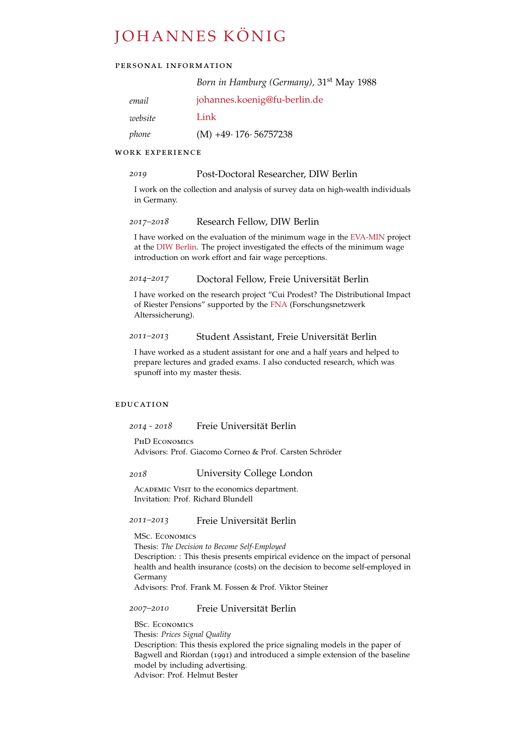# JOHANNES KÖNIG

## PERSONAL INFORMATION

*Born in Hamburg (Germany)*, 31st May 1988

| | |
|---|---|
| *email* | johannes.koenig@fu-berlin.de |
| *website* | Link |
| *phone* | (M) +49· 176· 56757238 |

## WORK EXPERIENCE

*2019* — Post-Doctoral Researcher, DIW Berlin

I work on the collection and analysis of survey data on high-wealth individuals in Germany.

*2017–2018* — Research Fellow, DIW Berlin

I have worked on the evaluation of the minimum wage in the EVA-MIN project at the DIW Berlin. The project investigated the effects of the minimum wage introduction on work effort and fair wage perceptions.

*2014–2017* — Doctoral Fellow, Freie Universität Berlin

I have worked on the research project "Cui Prodest? The Distributional Impact of Riester Pensions" supported by the FNA (Forschungsnetzwerk Alterssicherung).

*2011–2013* — Student Assistant, Freie Universität Berlin

I have worked as a student assistant for one and a half years and helped to prepare lectures and graded exams. I also conducted research, which was spunoff into my master thesis.

## EDUCATION

*2014 - 2018* — Freie Universität Berlin

PhD Economics
Advisors: Prof. Giacomo Corneo & Prof. Carsten Schröder

*2018* — University College London

Academic Visit to the economics department.
Invitation: Prof. Richard Blundell

*2011–2013* — Freie Universität Berlin

MSc. Economics
Thesis: *The Decision to Become Self-Employed*
Description: : This thesis presents empirical evidence on the impact of personal health and health insurance (costs) on the decision to become self-employed in Germany
Advisors: Prof. Frank M. Fossen & Prof. Viktor Steiner

*2007–2010* — Freie Universität Berlin

BSc. Economics
Thesis: *Prices Signal Quality*
Description: This thesis explored the price signaling models in the paper of Bagwell and Riordan (1991) and introduced a simple extension of the baseline model by including advertising.
Advisor: Prof. Helmut Bester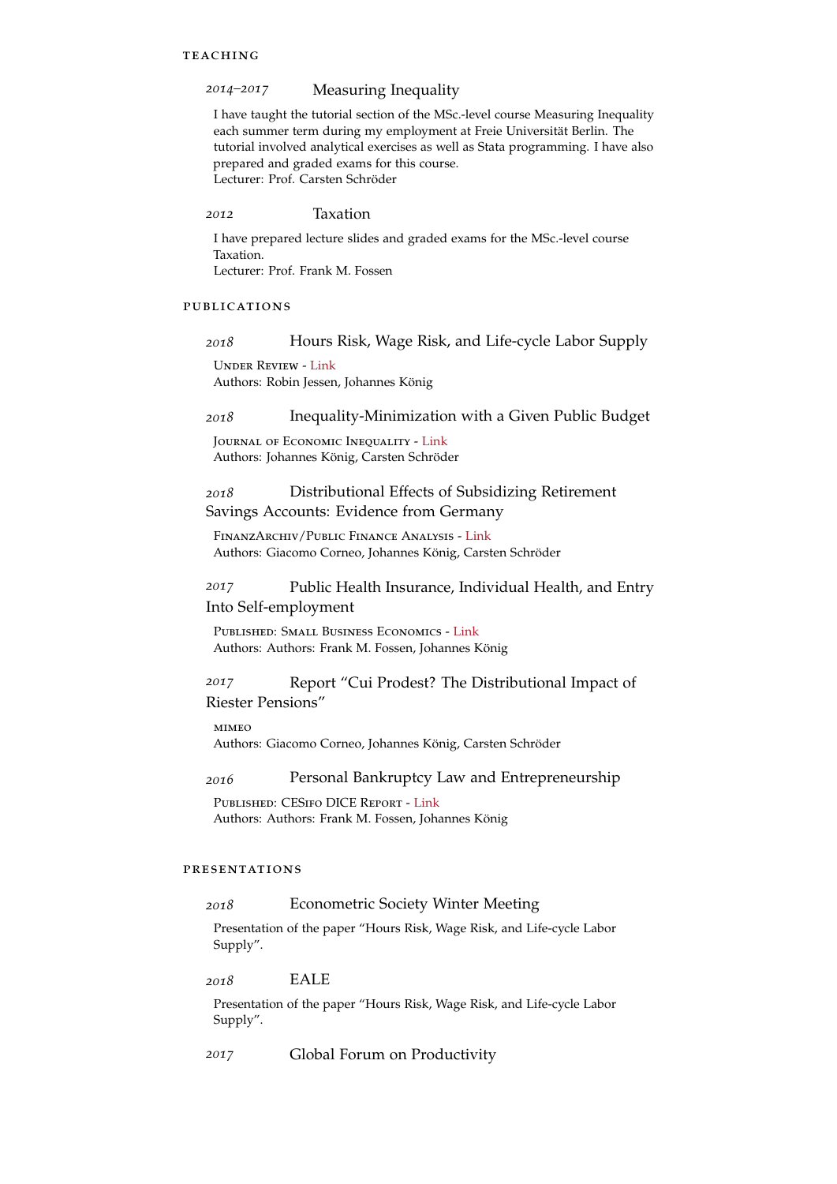## TEACHING

### *2014–2017* Measuring Inequality

I have taught the tutorial section of the MSc.-level course Measuring Inequality each summer term during my employment at Freie Universität Berlin. The tutorial involved analytical exercises as well as Stata programming. I have also prepared and graded exams for this course.
Lecturer: Prof. Carsten Schröder

### *2012* Taxation

I have prepared lecture slides and graded exams for the MSc.-level course Taxation.
Lecturer: Prof. Frank M. Fossen

## PUBLICATIONS

### *2018* Hours Risk, Wage Risk, and Life-cycle Labor Supply

Under Review - Link
Authors: Robin Jessen, Johannes König

### *2018* Inequality-Minimization with a Given Public Budget

Journal of Economic Inequality - Link
Authors: Johannes König, Carsten Schröder

### *2018* Distributional Effects of Subsidizing Retirement Savings Accounts: Evidence from Germany

FinanzArchiv/Public Finance Analysis - Link
Authors: Giacomo Corneo, Johannes König, Carsten Schröder

### *2017* Public Health Insurance, Individual Health, and Entry Into Self-employment

Published: Small Business Economics - Link
Authors: Authors: Frank M. Fossen, Johannes König

### *2017* Report "Cui Prodest? The Distributional Impact of Riester Pensions"

mimeo
Authors: Giacomo Corneo, Johannes König, Carsten Schröder

### *2016* Personal Bankruptcy Law and Entrepreneurship

Published: CESifo DICE Report - Link
Authors: Authors: Frank M. Fossen, Johannes König

## PRESENTATIONS

### *2018* Econometric Society Winter Meeting

Presentation of the paper "Hours Risk, Wage Risk, and Life-cycle Labor Supply".

### *2018* EALE

Presentation of the paper "Hours Risk, Wage Risk, and Life-cycle Labor Supply".

### *2017* Global Forum on Productivity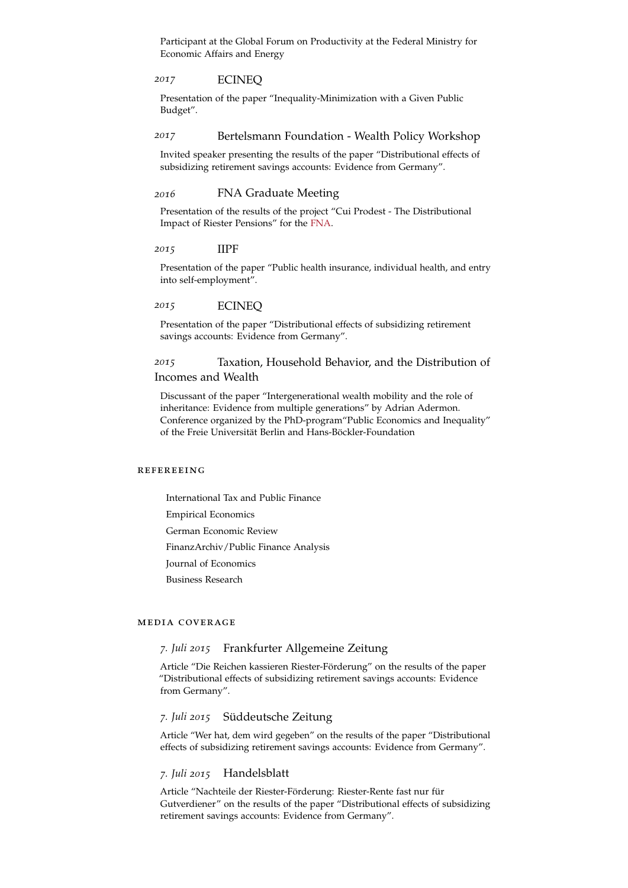Participant at the Global Forum on Productivity at the Federal Ministry for Economic Affairs and Energy

### *2017* ECINEQ

Presentation of the paper "Inequality-Minimization with a Given Public Budget".

### *2017* Bertelsmann Foundation - Wealth Policy Workshop

Invited speaker presenting the results of the paper "Distributional effects of subsidizing retirement savings accounts: Evidence from Germany".

### *2016* FNA Graduate Meeting

Presentation of the results of the project "Cui Prodest - The Distributional Impact of Riester Pensions" for the FNA.

### *2015* IIPF

Presentation of the paper "Public health insurance, individual health, and entry into self-employment".

### *2015* ECINEQ

Presentation of the paper "Distributional effects of subsidizing retirement savings accounts: Evidence from Germany".

### *2015* Taxation, Household Behavior, and the Distribution of Incomes and Wealth

Discussant of the paper "Intergenerational wealth mobility and the role of inheritance: Evidence from multiple generations" by Adrian Adermon. Conference organized by the PhD-program"Public Economics and Inequality" of the Freie Universität Berlin and Hans-Böckler-Foundation

## REFEREEING

International Tax and Public Finance

Empirical Economics

German Economic Review

FinanzArchiv/Public Finance Analysis

Journal of Economics

Business Research

## MEDIA COVERAGE

### *7. Juli 2015* Frankfurter Allgemeine Zeitung

Article "Die Reichen kassieren Riester-Förderung" on the results of the paper "Distributional effects of subsidizing retirement savings accounts: Evidence from Germany".

### *7. Juli 2015* Süddeutsche Zeitung

Article "Wer hat, dem wird gegeben" on the results of the paper "Distributional effects of subsidizing retirement savings accounts: Evidence from Germany".

### *7. Juli 2015* Handelsblatt

Article "Nachteile der Riester-Förderung: Riester-Rente fast nur für Gutverdiener" on the results of the paper "Distributional effects of subsidizing retirement savings accounts: Evidence from Germany".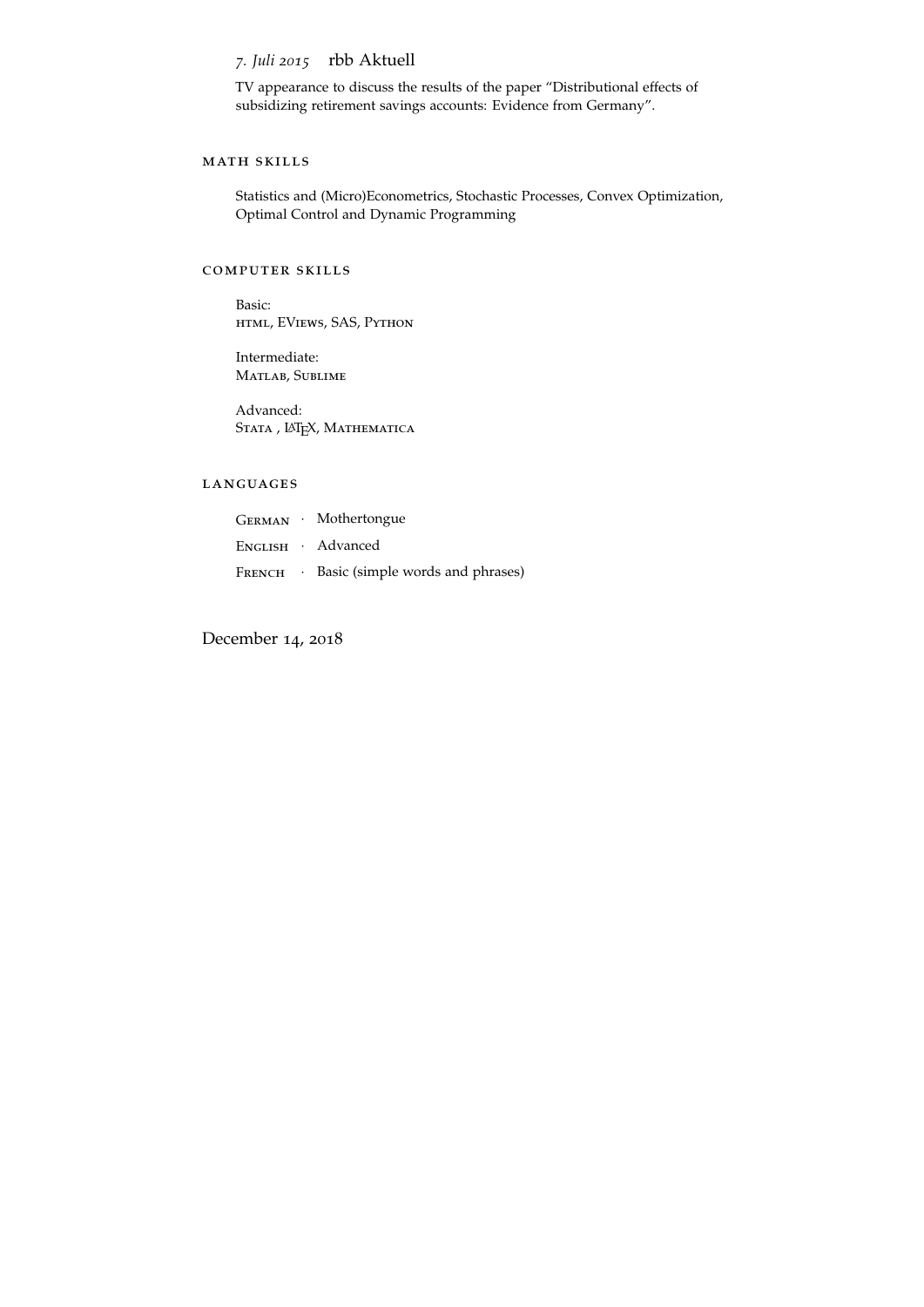*7. Juli 2015* rbb Aktuell

TV appearance to discuss the results of the paper “Distributional effects of subsidizing retirement savings accounts: Evidence from Germany”.

## MATH SKILLS

Statistics and (Micro)Econometrics, Stochastic Processes, Convex Optimization, Optimal Control and Dynamic Programming

## COMPUTER SKILLS

Basic:
HTML, EViews, SAS, Python

Intermediate:
Matlab, Sublime

Advanced:
Stata , LaTeX, Mathematica

## LANGUAGES

German · Mothertongue

English · Advanced

French · Basic (simple words and phrases)

December 14, 2018